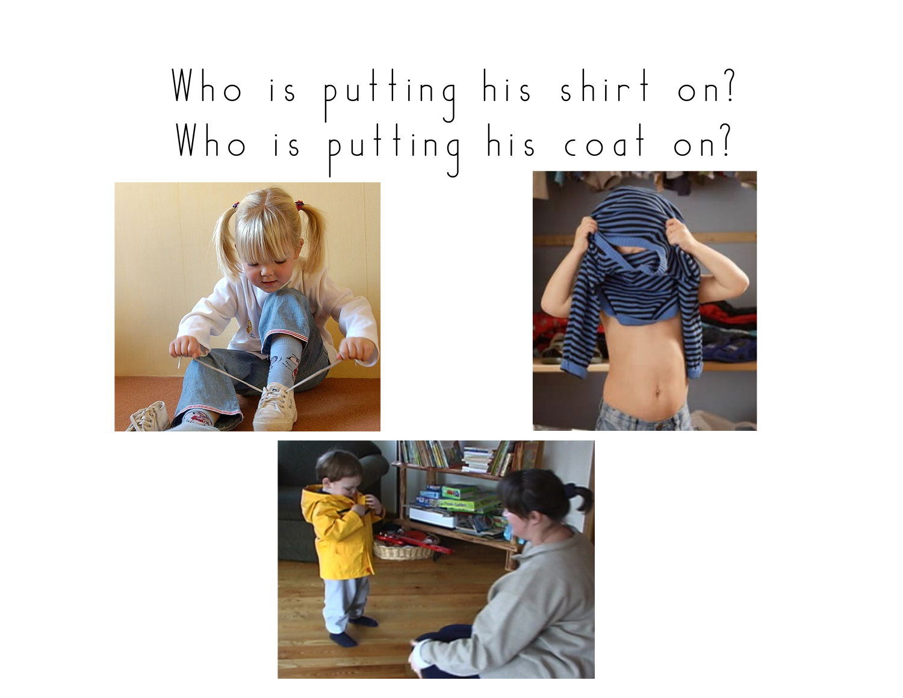Who is putting his shirt on?
Who is putting his coat on?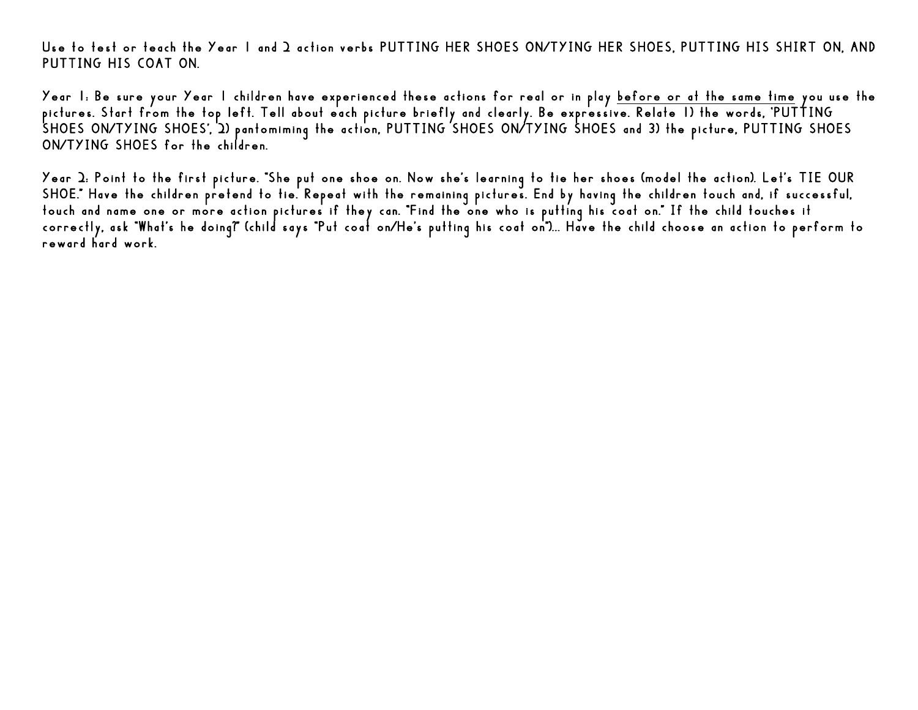Use to test or teach the Year 1 and 2 action verbs PUTTING HER SHOES ON/TYING HER SHOES, PUTTING HIS SHIRT ON, AND PUTTING HIS COAT ON.

Year 1: Be sure your Year 1 children have experienced these actions for real or in play before or at the same time you use the pictures. Start from the top left. Tell about each picture briefly and clearly. Be expressive. Relate 1) the words, 'PUTTING SHOES ON/TYING SHOES', 2) pantomiming the action, PUTTING SHOES ON/TYING SHOES and 3) the picture, PUTTING SHOES ON/TYING SHOES for the children.

Year 2: Point to the first picture. "She put one shoe on. Now she's learning to tie her shoes (model the action). Let's TIE OUR SHOE." Have the children pretend to tie. Repeat with the remaining pictures. End by having the children touch and, if successful, touch and name one or more action pictures if they can. "Find the one who is putting his coat on." If the child touches it correctly, ask "What's he doing?" (child says "Put coat on/He's putting his coat on")... Have the child choose an action to perform to reward hard work.